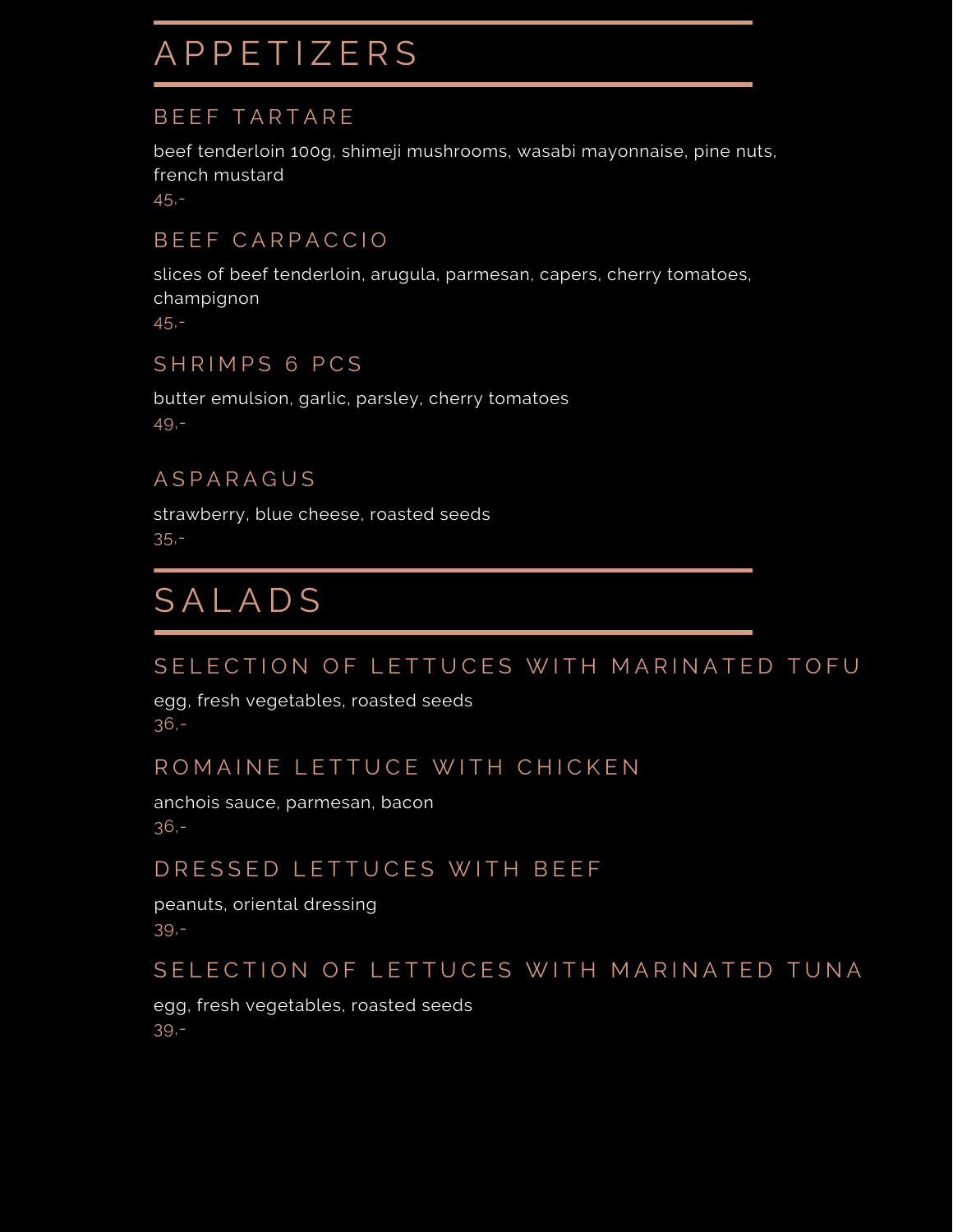# APPETIZERS

### BEEF TARTARE

beef tenderloin 100g, shimeji mushrooms, wasabi mayonnaise, pine nuts, french mustard

45,-

### BEEF CARPACCIO

slices of beef tenderloin, arugula, parmesan, capers, cherry tomatoes, champignon

45,-

### SHRIMPS 6 PCS

butter emulsion, garlic, parsley, cherry tomatoes

49,-

### ASPARAGUS

strawberry, blue cheese, roasted seeds

35,-

# SALADS

### SELECTION OF LETTUCES WITH MARINATED TOFU

egg, fresh vegetables, roasted seeds

36,-

### ROMAINE LETTUCE WITH CHICKEN

anchois sauce, parmesan, bacon

36,-

### DRESSED LETTUCES WITH BEEF

peanuts, oriental dressing

39,-

### SELECTION OF LETTUCES WITH MARINATED TUNA

egg, fresh vegetables, roasted seeds

39,-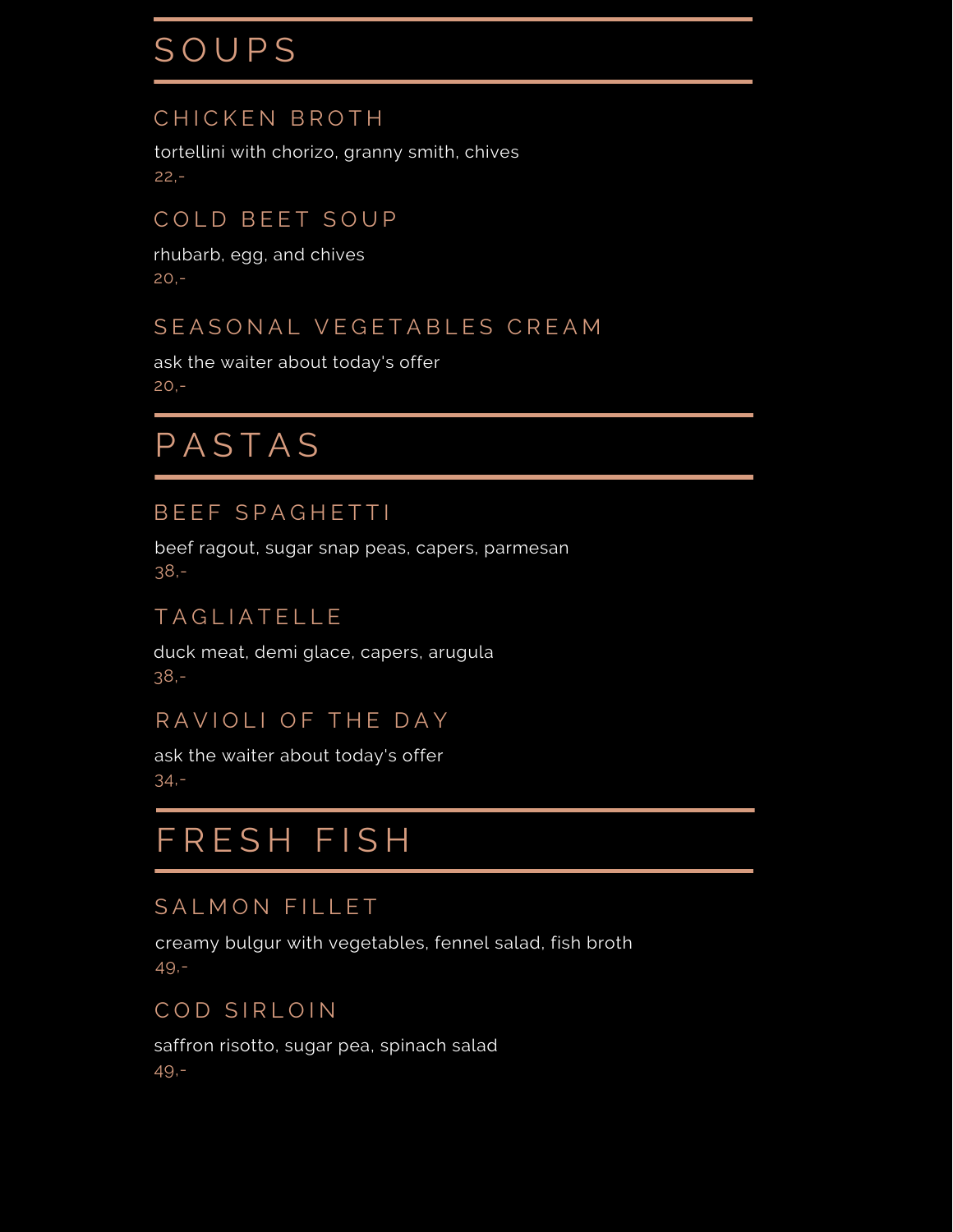# SOUPS

## CHICKEN BROTH

tortellini with chorizo, granny smith, chives

22,-

## COLD BEET SOUP

rhubarb, egg, and chives

20,-

## SEASONAL VEGETABLES CREAM

ask the waiter about today's offer

20,-

# PASTAS

## BEEF SPAGHETTI

beef ragout, sugar snap peas, capers, parmesan

38,-

## TAGLIATELLE

duck meat, demi glace, capers, arugula

38,-

## RAVIOLI OF THE DAY

ask the waiter about today's offer

34,-

# FRESH FISH

## SALMON FILLET

creamy bulgur with vegetables, fennel salad, fish broth

49,-

## COD SIRLOIN

saffron risotto, sugar pea, spinach salad

49,-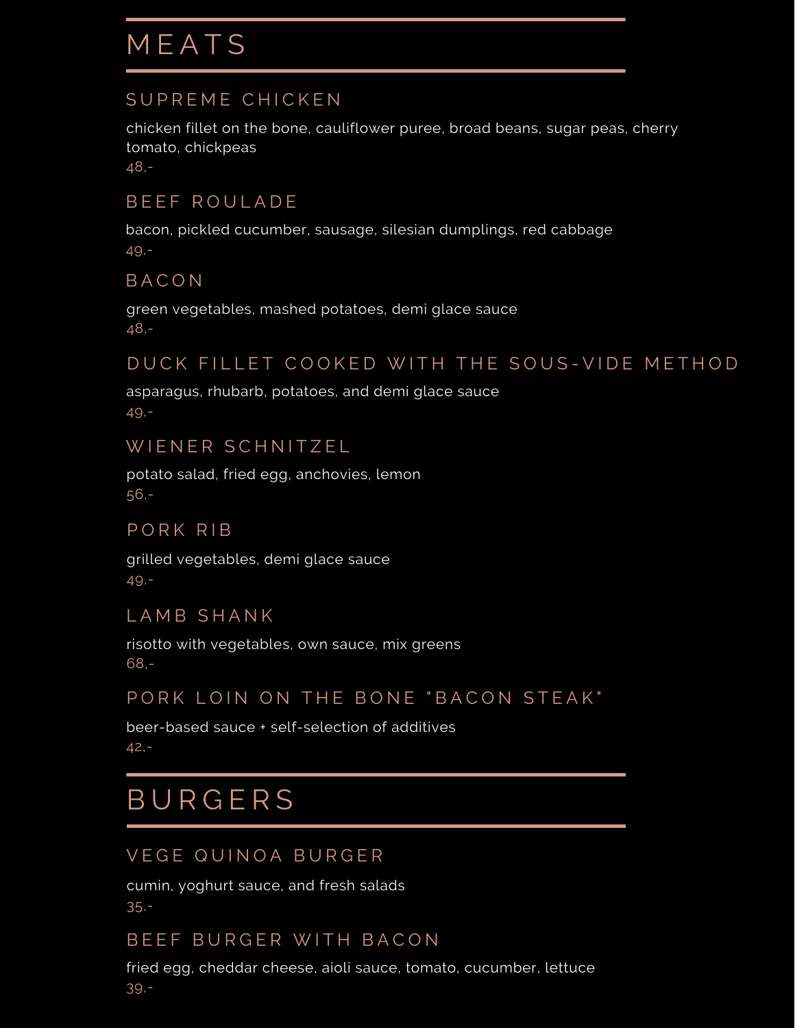# MEATS

## SUPREME CHICKEN

chicken fillet on the bone, cauliflower puree, broad beans, sugar peas, cherry tomato, chickpeas

48,-

## BEEF ROULADE

bacon, pickled cucumber, sausage, silesian dumplings, red cabbage

49,-

## BACON

green vegetables, mashed potatoes, demi glace sauce

48,-

## DUCK FILLET COOKED WITH THE SOUS-VIDE METHOD

asparagus, rhubarb, potatoes, and demi glace sauce

49,-

## WIENER SCHNITZEL

potato salad, fried egg, anchovies, lemon

56,-

## PORK RIB

grilled vegetables, demi glace sauce

49,-

## LAMB SHANK

risotto with vegetables, own sauce, mix greens

68,-

## PORK LOIN ON THE BONE "BACON STEAK"

beer-based sauce + self-selection of additives

42,-

# BURGERS

## VEGE QUINOA BURGER

cumin, yoghurt sauce, and fresh salads

35,-

## BEEF BURGER WITH BACON

fried egg, cheddar cheese, aioli sauce, tomato, cucumber, lettuce

39,-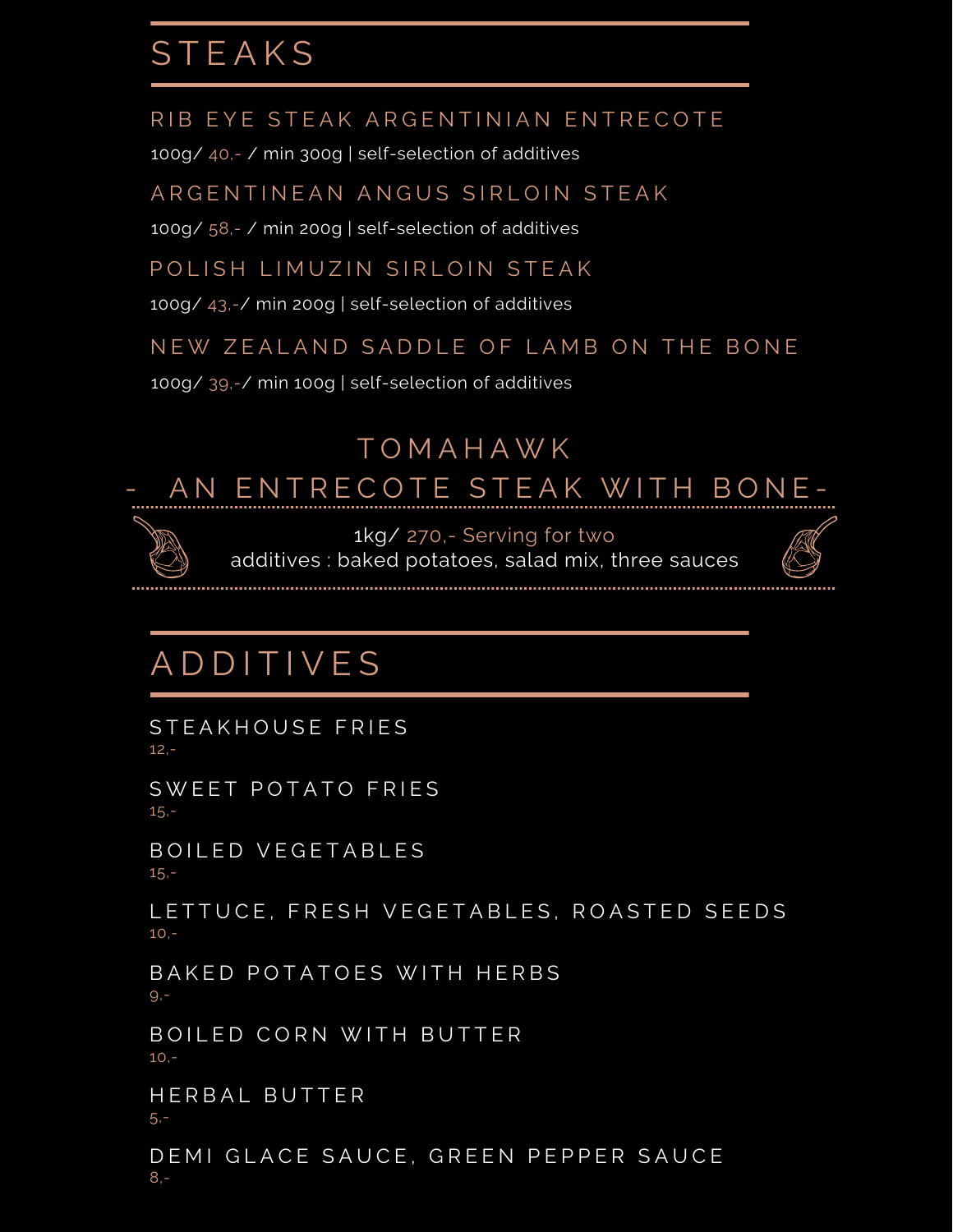# STEAKS

### RIB EYE STEAK ARGENTINIAN ENTRECOTE

100g/ 40,- / min 300g | self-selection of additives

### ARGENTINEAN ANGUS SIRLOIN STEAK

100g/ 58,- / min 200g | self-selection of additives

### POLISH LIMUZIN SIRLOIN STEAK

100g/ 43,-/ min 200g | self-selection of additives

### NEW ZEALAND SADDLE OF LAMB ON THE BONE

100g/ 39,-/ min 100g | self-selection of additives

## TOMAHAWK
## - AN ENTRECOTE STEAK WITH BONE-

1kg/ 270,- Serving for two
additives : baked potatoes, salad mix, three sauces

# ADDITIVES

STEAKHOUSE FRIES
12,-

SWEET POTATO FRIES
15,-

BOILED VEGETABLES
15,-

LETTUCE, FRESH VEGETABLES, ROASTED SEEDS
10,-

BAKED POTATOES WITH HERBS
9,-

BOILED CORN WITH BUTTER
10,-

HERBAL BUTTER
5,-

DEMI GLACE SAUCE, GREEN PEPPER SAUCE
8,-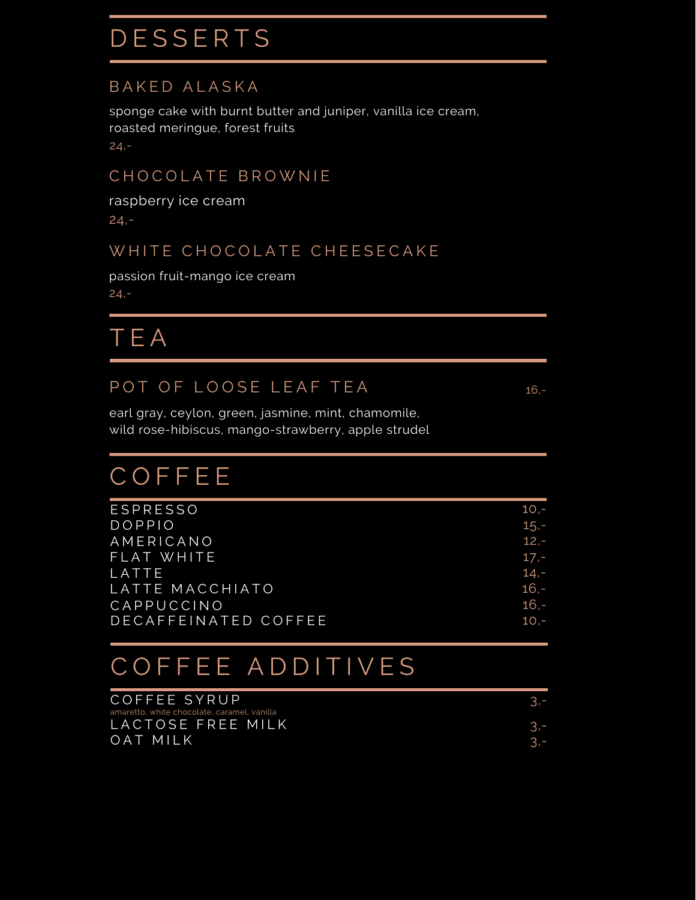# DESSERTS

## BAKED ALASKA

sponge cake with burnt butter and juniper, vanilla ice cream, roasted meringue, forest fruits

24,-

## CHOCOLATE BROWNIE

raspberry ice cream

24,-

## WHITE CHOCOLATE CHEESECAKE

passion fruit-mango ice cream

24,-

# TEA

## POT OF LOOSE LEAF TEA 16,-

earl gray, ceylon, green, jasmine, mint, chamomile, wild rose-hibiscus, mango-strawberry, apple strudel

# COFFEE

| | |
|---|---|
| ESPRESSO | 10,- |
| DOPPIO | 15,- |
| AMERICANO | 12,- |
| FLAT WHITE | 17,- |
| LATTE | 14,- |
| LATTE MACCHIATO | 16,- |
| CAPPUCCINO | 16,- |
| DECAFFEINATED COFFEE | 10,- |

# COFFEE ADDITIVES

| | |
|---|---|
| COFFEE SYRUP<br>amaretto, white chocolate, caramel, vanilla | 3,- |
| LACTOSE FREE MILK | 3,- |
| OAT MILK | 3,- |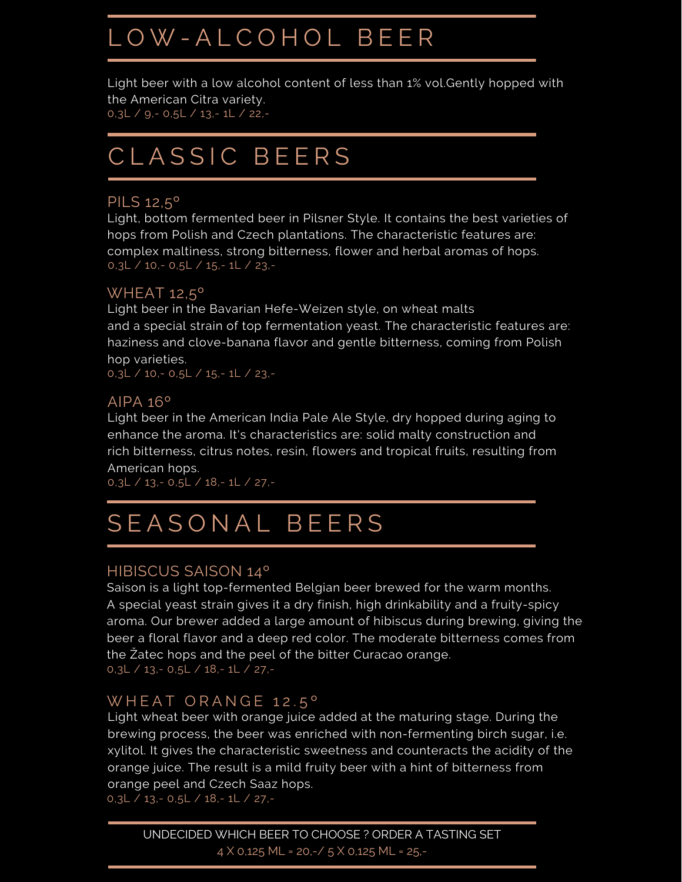# LOW-ALCOHOL BEER

Light beer with a low alcohol content of less than 1% vol.Gently hopped with the American Citra variety.
0,3L / 9,- 0,5L / 13,- 1L / 22,-

# CLASSIC BEERS

### PILS 12,5°

Light, bottom fermented beer in Pilsner Style. It contains the best varieties of hops from Polish and Czech plantations. The characteristic features are: complex maltiness, strong bitterness, flower and herbal aromas of hops.
0,3L / 10,- 0,5L / 15,- 1L / 23,-

### WHEAT 12,5°

Light beer in the Bavarian Hefe-Weizen style, on wheat malts and a special strain of top fermentation yeast. The characteristic features are: haziness and clove-banana flavor and gentle bitterness, coming from Polish hop varieties.
0,3L / 10,- 0,5L / 15,- 1L / 23,-

### AIPA 16°

Light beer in the American India Pale Ale Style, dry hopped during aging to enhance the aroma. It's characteristics are: solid malty construction and rich bitterness, citrus notes, resin, flowers and tropical fruits, resulting from American hops.
0,3L / 13,- 0,5L / 18,- 1L / 27,-

# SEASONAL BEERS

### HIBISCUS SAISON 14°

Saison is a light top-fermented Belgian beer brewed for the warm months. A special yeast strain gives it a dry finish, high drinkability and a fruity-spicy aroma. Our brewer added a large amount of hibiscus during brewing, giving the beer a floral flavor and a deep red color. The moderate bitterness comes from the Žatec hops and the peel of the bitter Curacao orange.
0,3L / 13,- 0,5L / 18,- 1L / 27,-

### WHEAT ORANGE 12.5°

Light wheat beer with orange juice added at the maturing stage. During the brewing process, the beer was enriched with non-fermenting birch sugar, i.e. xylitol. It gives the characteristic sweetness and counteracts the acidity of the orange juice. The result is a mild fruity beer with a hint of bitterness from orange peel and Czech Saaz hops.
0,3L / 13,- 0,5L / 18,- 1L / 27,-

UNDECIDED WHICH BEER TO CHOOSE ? ORDER A TASTING SET
4 X 0,125 ML = 20,-/ 5 X 0,125 ML = 25,-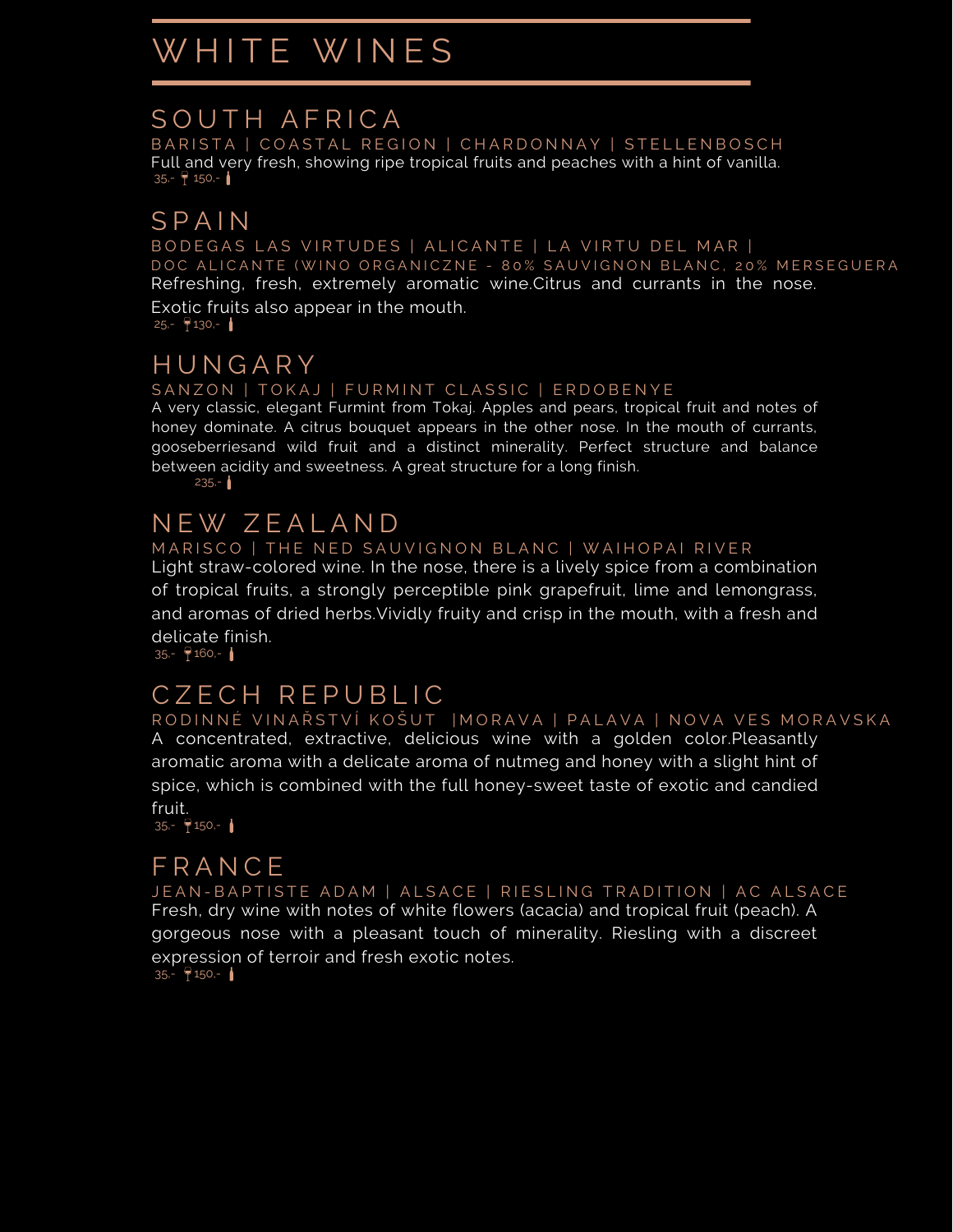# WHITE WINES

## SOUTH AFRICA

BARISTA | COASTAL REGION | CHARDONNAY | STELLENBOSCH

Full and very fresh, showing ripe tropical fruits and peaches with a hint of vanilla.

35,- 🍷 150,- 🍾

## SPAIN

BODEGAS LAS VIRTUDES | ALICANTE | LA VIRTU DEL MAR |
DOC ALICANTE (WINO ORGANICZNE - 80% SAUVIGNON BLANC, 20% MERSEGUERA

Refreshing, fresh, extremely aromatic wine.Citrus and currants in the nose. Exotic fruits also appear in the mouth.

25,- 🍷 130,- 🍾

## HUNGARY

SANZON | TOKAJ | FURMINT CLASSIC | ERDOBENYE

A very classic, elegant Furmint from Tokaj. Apples and pears, tropical fruit and notes of honey dominate. A citrus bouquet appears in the other nose. In the mouth of currants, gooseberriesand wild fruit and a distinct minerality. Perfect structure and balance between acidity and sweetness. A great structure for a long finish.

235,- 🍾

## NEW ZEALAND

MARISCO | THE NED SAUVIGNON BLANC | WAIHOPAI RIVER

Light straw-colored wine. In the nose, there is a lively spice from a combination of tropical fruits, a strongly perceptible pink grapefruit, lime and lemongrass, and aromas of dried herbs.Vividly fruity and crisp in the mouth, with a fresh and delicate finish.

35,- 🍷 160,- 🍾

## CZECH REPUBLIC

RODINNÉ VINAŘSTVÍ KOŠUT |MORAVA | PALAVA | NOVA VES MORAVSKA

A concentrated, extractive, delicious wine with a golden color.Pleasantly aromatic aroma with a delicate aroma of nutmeg and honey with a slight hint of spice, which is combined with the full honey-sweet taste of exotic and candied fruit.

35,- 🍷 150,- 🍾

## FRANCE

JEAN-BAPTISTE ADAM | ALSACE | RIESLING TRADITION | AC ALSACE

Fresh, dry wine with notes of white flowers (acacia) and tropical fruit (peach). A gorgeous nose with a pleasant touch of minerality. Riesling with a discreet expression of terroir and fresh exotic notes.

35,- 🍷 150,- 🍾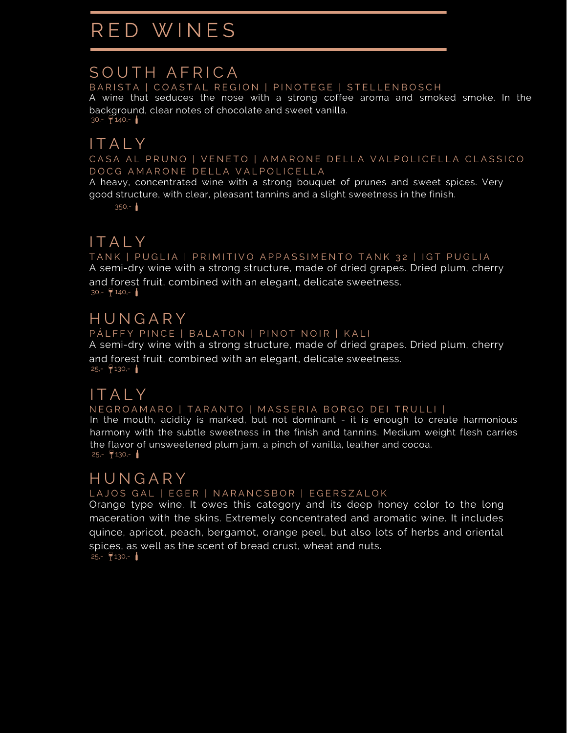# RED WINES

## SOUTH AFRICA

BARISTA | COASTAL REGION | PINOTEGE | STELLENBOSCH

A wine that seduces the nose with a strong coffee aroma and smoked smoke. In the background, clear notes of chocolate and sweet vanilla.

30,- 140,-

## ITALY

CASA AL PRUNO | VENETO | AMARONE DELLA VALPOLICELLA CLASSICO DOCG AMARONE DELLA VALPOLICELLA

A heavy, concentrated wine with a strong bouquet of prunes and sweet spices. Very good structure, with clear, pleasant tannins and a slight sweetness in the finish.

350,-

## ITALY

TANK | PUGLIA | PRIMITIVO APPASSIMENTO TANK 32 | IGT PUGLIA

A semi-dry wine with a strong structure, made of dried grapes. Dried plum, cherry and forest fruit, combined with an elegant, delicate sweetness.

30,- 140,-

## HUNGARY

PÁLFFY PINCE | BALATON | PINOT NOIR | KALI

A semi-dry wine with a strong structure, made of dried grapes. Dried plum, cherry and forest fruit, combined with an elegant, delicate sweetness.

25,- 130,-

## ITALY

NEGROAMARO | TARANTO | MASSERIA BORGO DEI TRULLI |

In the mouth, acidity is marked, but not dominant - it is enough to create harmonious harmony with the subtle sweetness in the finish and tannins. Medium weight flesh carries the flavor of unsweetened plum jam, a pinch of vanilla, leather and cocoa.

25,- 130,-

## HUNGARY

LAJOS GAL | EGER | NARANCSBOR | EGERSZALOK

Orange type wine. It owes this category and its deep honey color to the long maceration with the skins. Extremely concentrated and aromatic wine. It includes quince, apricot, peach, bergamot, orange peel, but also lots of herbs and oriental spices, as well as the scent of bread crust, wheat and nuts.

25,- 130,-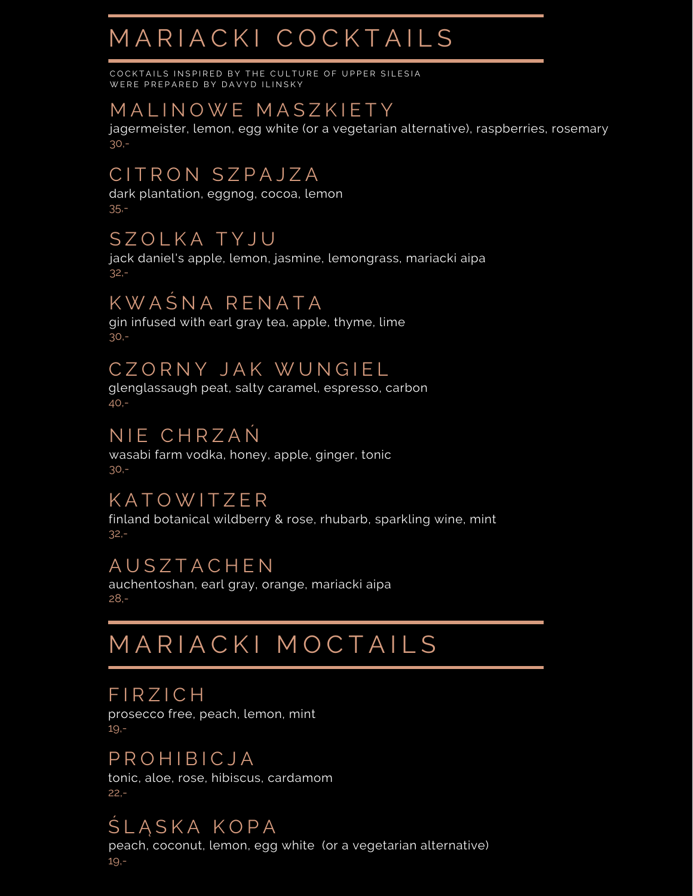# MARIACKI COCKTAILS

COCKTAILS INSPIRED BY THE CULTURE OF UPPER SILESIA
WERE PREPARED BY DAVYD ILINSKY

## MALINOWE MASZKIETY

jagermeister, lemon, egg white (or a vegetarian alternative), raspberries, rosemary
30,-

## CITRON SZPAJZA

dark plantation, eggnog, cocoa, lemon
35,-

## SZOLKA TYJU

jack daniel's apple, lemon, jasmine, lemongrass, mariacki aipa
32,-

## KWAŚNA RENATA

gin infused with earl gray tea, apple, thyme, lime
30,-

## CZORNY JAK WUNGIEL

glenglassaugh peat, salty caramel, espresso, carbon
40,-

## NIE CHRZAŃ

wasabi farm vodka, honey, apple, ginger, tonic
30,-

## KATOWITZER

finland botanical wildberry & rose, rhubarb, sparkling wine, mint
32,-

## AUSZTACHEN

auchentoshan, earl gray, orange, mariacki aipa
28,-

# MARIACKI MOCTAILS

## FIRZICH

prosecco free, peach, lemon, mint
19,-

## PROHIBICJA

tonic, aloe, rose, hibiscus, cardamom
22,-

## ŚLĄSKA KOPA

peach, coconut, lemon, egg white (or a vegetarian alternative)
19,-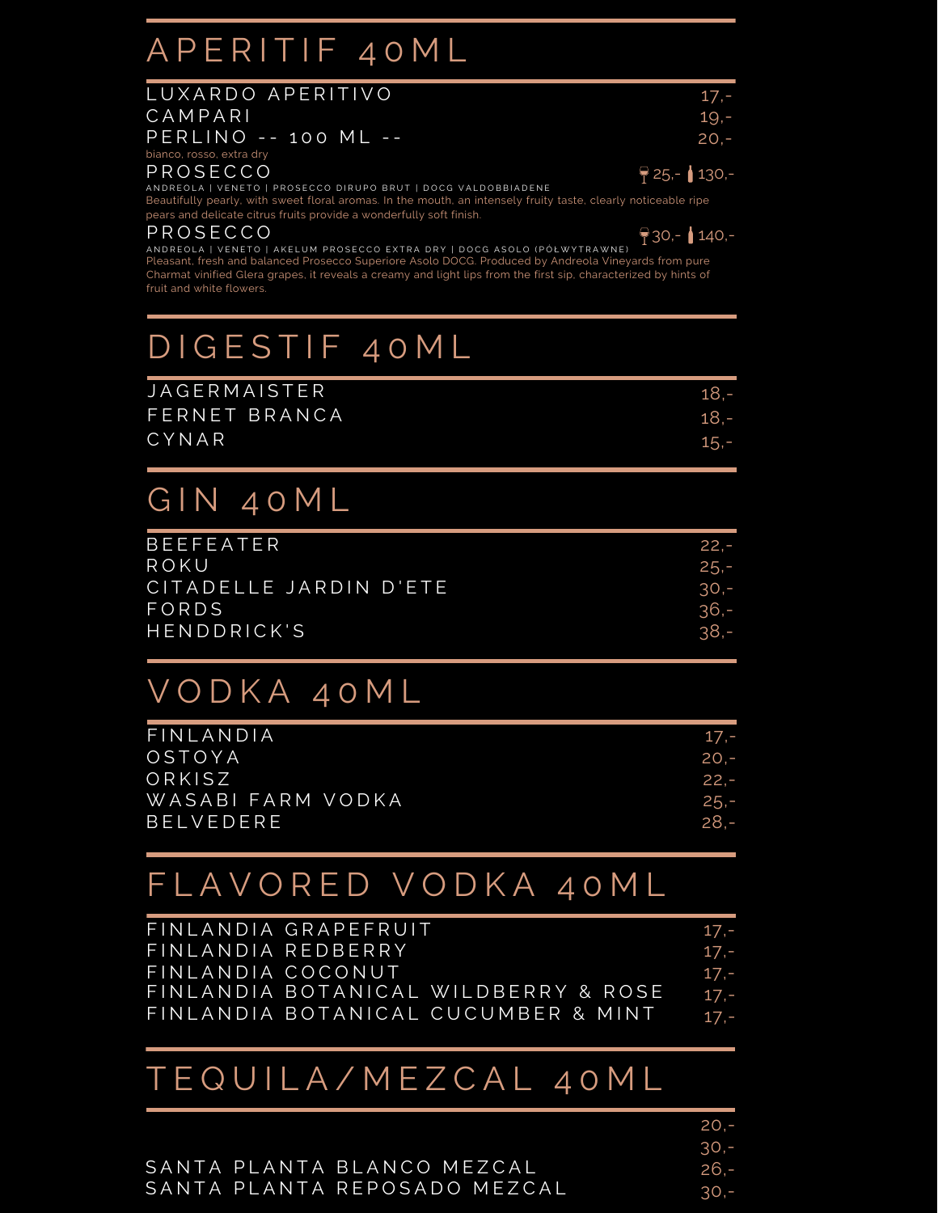# APERITIF 40ML

| | |
|---|---|
| LUXARDO APERITIVO | 17,- |
| CAMPARI | 19,- |
| PERLINO -- 100 ML -- | 20,- |

bianco, rosso, extra dry

**PROSECCO** — 🍷 25,- 🍾 130,-

ANDREOLA | VENETO | PROSECCO DIRUPO BRUT | DOCG VALDOBBIADENE

Beautifully pearly, with sweet floral aromas. In the mouth, an intensely fruity taste, clearly noticeable ripe pears and delicate citrus fruits provide a wonderfully soft finish.

**PROSECCO** — 🍷 30,- 🍾 140,-

ANDREOLA | VENETO | AKELUM PROSECCO EXTRA DRY | DOCG ASOLO (PÓŁWYTRAWNE)

Pleasant, fresh and balanced Prosecco Superiore Asolo DOCG. Produced by Andreola Vineyards from pure Charmat vinified Glera grapes, it reveals a creamy and light lips from the first sip, characterized by hints of fruit and white flowers.

# DIGESTIF 40ML

| | |
|---|---|
| JAGERMAISTER | 18,- |
| FERNET BRANCA | 18,- |
| CYNAR | 15,- |

# GIN 40ML

| | |
|---|---|
| BEEFEATER | 22,- |
| ROKU | 25,- |
| CITADELLE JARDIN D'ETE | 30,- |
| FORDS | 36,- |
| HENDDRICK'S | 38,- |

# VODKA 40ML

| | |
|---|---|
| FINLANDIA | 17,- |
| OSTOYA | 20,- |
| ORKISZ | 22,- |
| WASABI FARM VODKA | 25,- |
| BELVEDERE | 28,- |

# FLAVORED VODKA 40ML

| | |
|---|---|
| FINLANDIA GRAPEFRUIT | 17,- |
| FINLANDIA REDBERRY | 17,- |
| FINLANDIA COCONUT | 17,- |
| FINLANDIA BOTANICAL WILDBERRY & ROSE | 17,- |
| FINLANDIA BOTANICAL CUCUMBER & MINT | 17,- |

# TEQUILA/MEZCAL 40ML

| | |
|---|---|
| | 20,- |
| | 30,- |
| SANTA PLANTA BLANCO MEZCAL | 26,- |
| SANTA PLANTA REPOSADO MEZCAL | 30,- |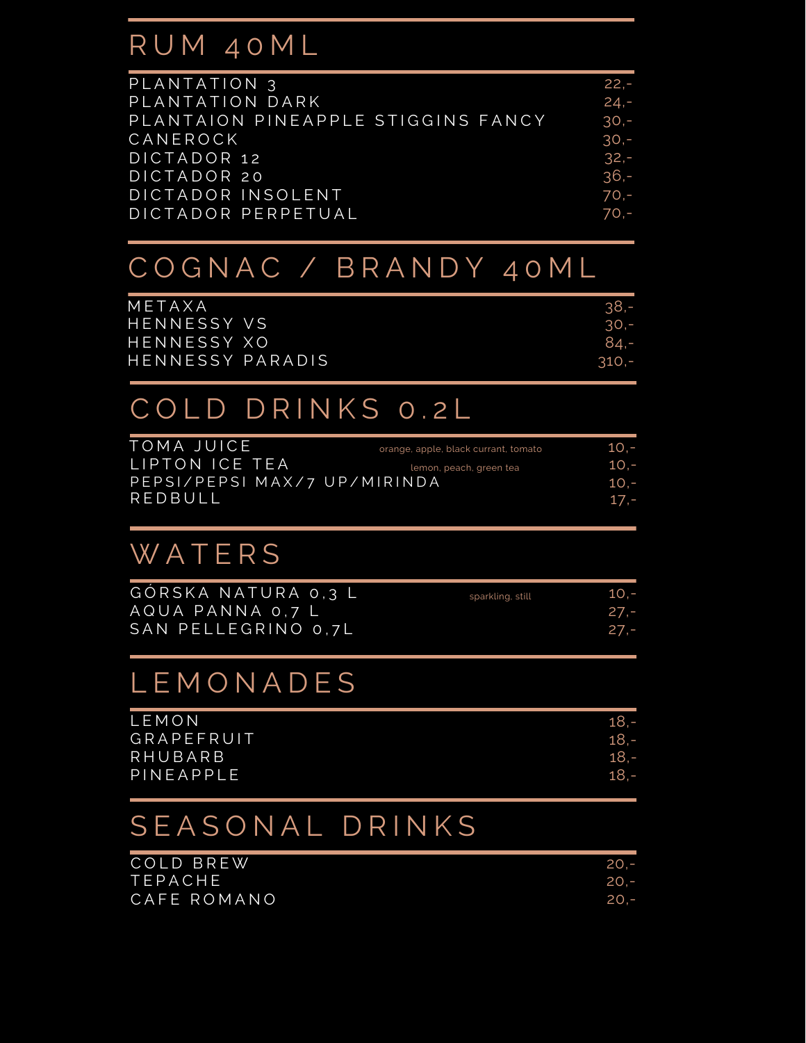## RUM 40ML

| | |
|---|---|
| PLANTATION 3 | 22,- |
| PLANTATION DARK | 24,- |
| PLANTAION PINEAPPLE STIGGINS FANCY | 30,- |
| CANEROCK | 30,- |
| DICTADOR 12 | 32,- |
| DICTADOR 20 | 36,- |
| DICTADOR INSOLENT | 70,- |
| DICTADOR PERPETUAL | 70,- |

## COGNAC / BRANDY 40ML

| | |
|---|---|
| METAXA | 38,- |
| HENNESSY VS | 30,- |
| HENNESSY XO | 84,- |
| HENNESSY PARADIS | 310,- |

## COLD DRINKS 0.2L

| | | |
|---|---|---|
| TOMA JUICE | orange, apple, black currant, tomato | 10,- |
| LIPTON ICE TEA | lemon, peach, green tea | 10,- |
| PEPSI/PEPSI MAX/7 UP/MIRINDA | | 10,- |
| REDBULL | | 17,- |

## WATERS

| | | |
|---|---|---|
| GÓRSKA NATURA 0,3 L | sparkling, still | 10,- |
| AQUA PANNA 0,7 L | | 27,- |
| SAN PELLEGRINO 0,7L | | 27,- |

## LEMONADES

| | |
|---|---|
| LEMON | 18,- |
| GRAPEFRUIT | 18,- |
| RHUBARB | 18,- |
| PINEAPPLE | 18,- |

## SEASONAL DRINKS

| | |
|---|---|
| COLD BREW | 20,- |
| TEPACHE | 20,- |
| CAFE ROMANO | 20,- |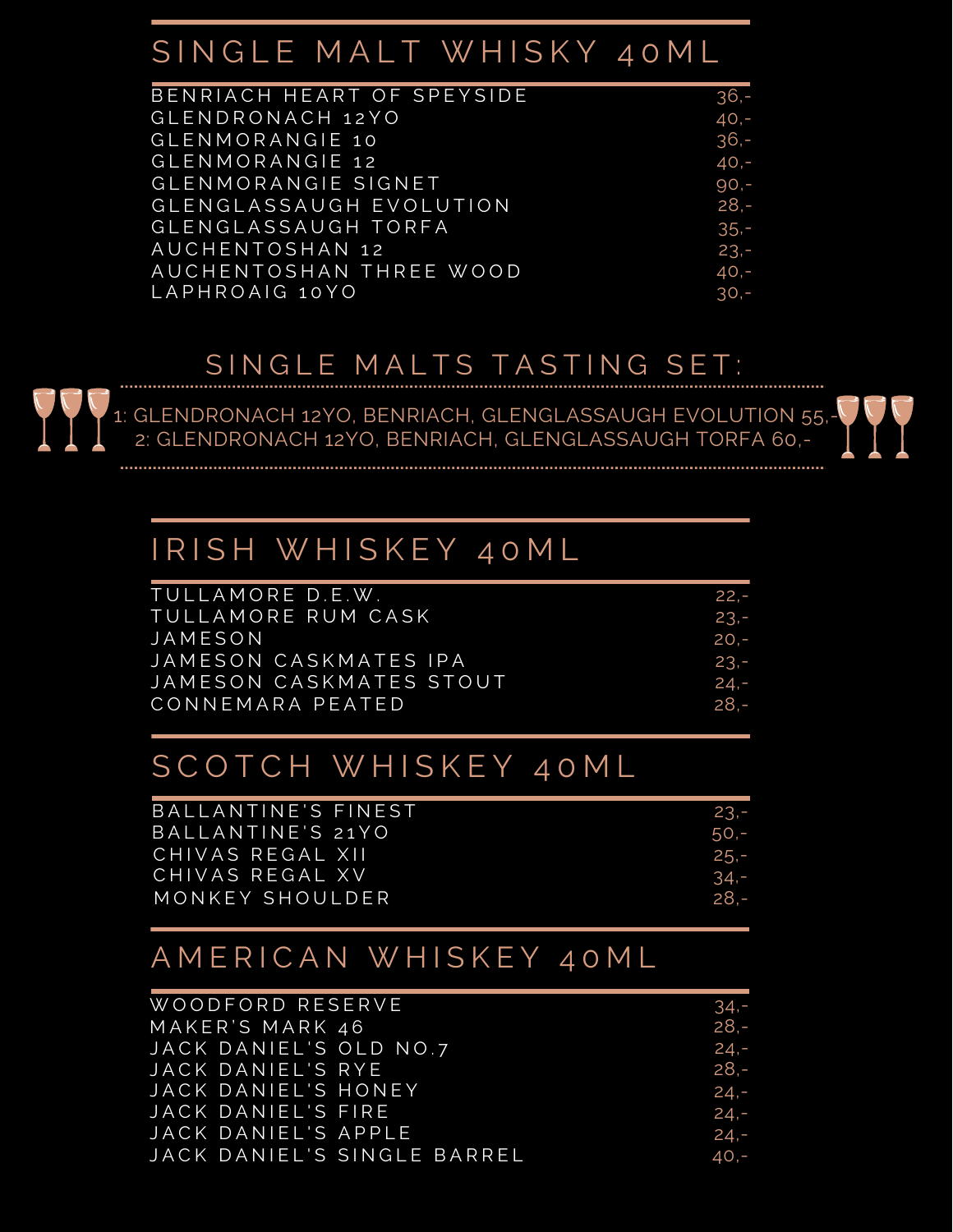## SINGLE MALT WHISKY 40ML

| | |
|---|---|
| BENRIACH HEART OF SPEYSIDE | 36,- |
| GLENDRONACH 12YO | 40,- |
| GLENMORANGIE 10 | 36,- |
| GLENMORANGIE 12 | 40,- |
| GLENMORANGIE SIGNET | 90,- |
| GLENGLASSAUGH EVOLUTION | 28,- |
| GLENGLASSAUGH TORFA | 35,- |
| AUCHENTOSHAN 12 | 23,- |
| AUCHENTOSHAN THREE WOOD | 40,- |
| LAPHROAIG 10YO | 30,- |

## SINGLE MALTS TASTING SET:

1: GLENDRONACH 12YO, BENRIACH, GLENGLASSAUGH EVOLUTION 55,-
2: GLENDRONACH 12YO, BENRIACH, GLENGLASSAUGH TORFA 60,-

## IRISH WHISKEY 40ML

| | |
|---|---|
| TULLAMORE D.E.W. | 22,- |
| TULLAMORE RUM CASK | 23,- |
| JAMESON | 20,- |
| JAMESON CASKMATES IPA | 23,- |
| JAMESON CASKMATES STOUT | 24,- |
| CONNEMARA PEATED | 28,- |

## SCOTCH WHISKEY 40ML

| | |
|---|---|
| BALLANTINE'S FINEST | 23,- |
| BALLANTINE'S 21YO | 50,- |
| CHIVAS REGAL XII | 25,- |
| CHIVAS REGAL XV | 34,- |
| MONKEY SHOULDER | 28,- |

## AMERICAN WHISKEY 40ML

| | |
|---|---|
| WOODFORD RESERVE | 34,- |
| MAKER'S MARK 46 | 28,- |
| JACK DANIEL'S OLD NO.7 | 24,- |
| JACK DANIEL'S RYE | 28,- |
| JACK DANIEL'S HONEY | 24,- |
| JACK DANIEL'S FIRE | 24,- |
| JACK DANIEL'S APPLE | 24,- |
| JACK DANIEL'S SINGLE BARREL | 40,- |